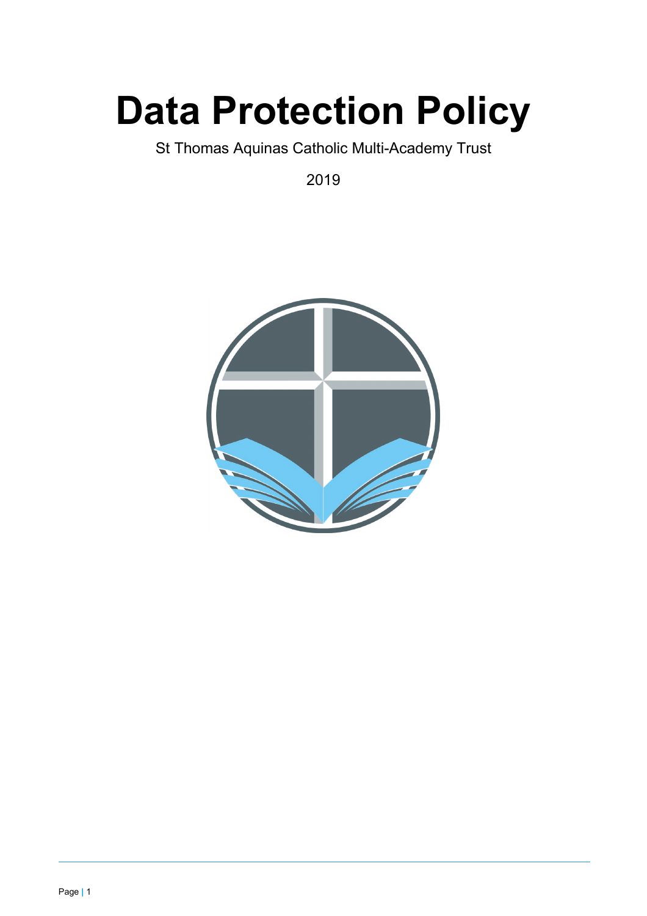# Data Protection Policy

St Thomas Aquinas Catholic Multi-Academy Trust

2019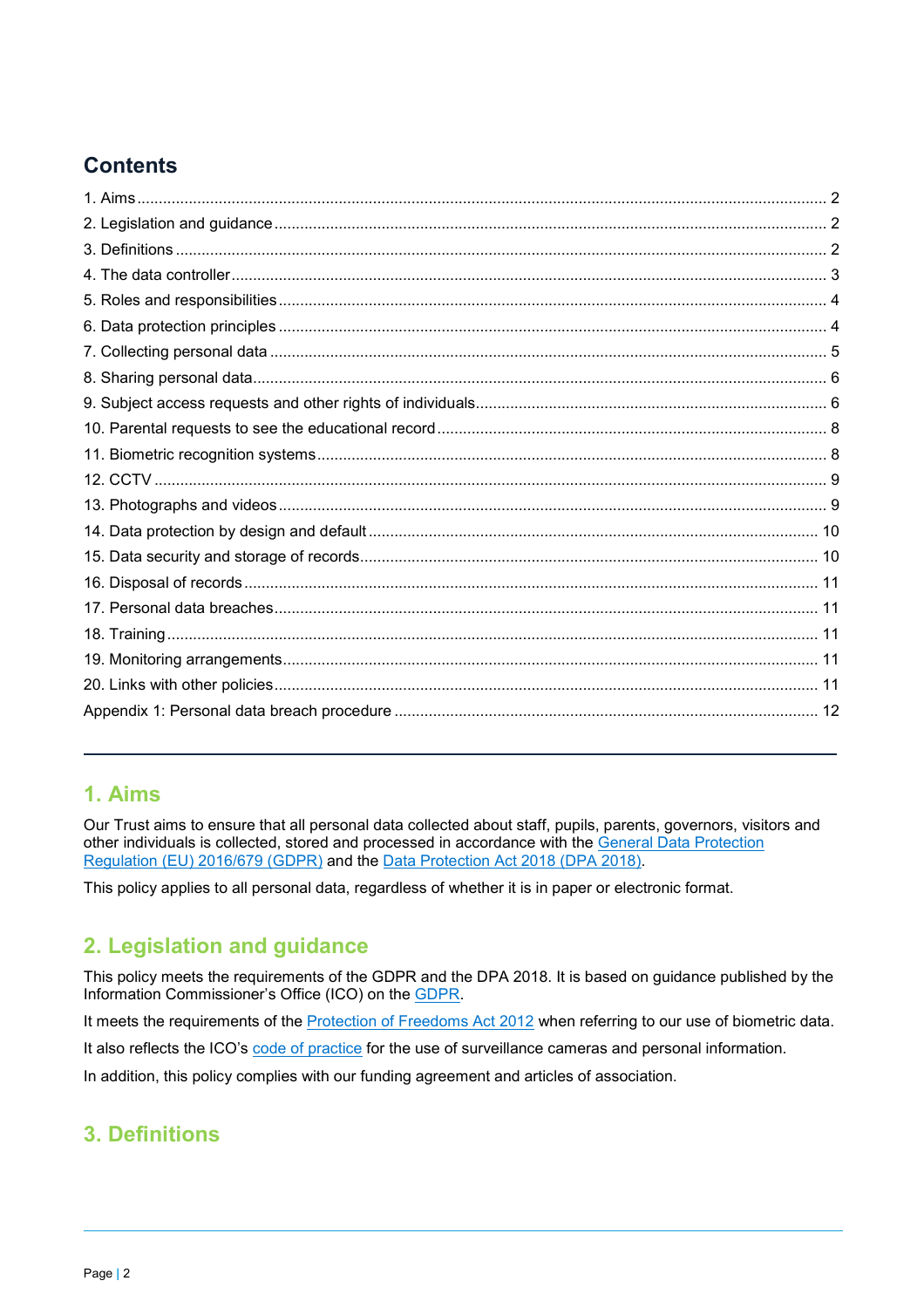## Contents

1. Aims ..... 2
2. Legislation and guidance ..... 2
3. Definitions ..... 2
4. The data controller ..... 3
5. Roles and responsibilities ..... 4
6. Data protection principles ..... 4
7. Collecting personal data ..... 5
8. Sharing personal data ..... 6
9. Subject access requests and other rights of individuals ..... 6
10. Parental requests to see the educational record ..... 8
11. Biometric recognition systems ..... 8
12. CCTV ..... 9
13. Photographs and videos ..... 9
14. Data protection by design and default ..... 10
15. Data security and storage of records ..... 10
16. Disposal of records ..... 11
17. Personal data breaches ..... 11
18. Training ..... 11
19. Monitoring arrangements ..... 11
20. Links with other policies ..... 11

Appendix 1: Personal data breach procedure ..... 12

---

## 1. Aims

Our Trust aims to ensure that all personal data collected about staff, pupils, parents, governors, visitors and other individuals is collected, stored and processed in accordance with the General Data Protection Regulation (EU) 2016/679 (GDPR) and the Data Protection Act 2018 (DPA 2018).

This policy applies to all personal data, regardless of whether it is in paper or electronic format.

## 2. Legislation and guidance

This policy meets the requirements of the GDPR and the DPA 2018. It is based on guidance published by the Information Commissioner's Office (ICO) on the GDPR.

It meets the requirements of the Protection of Freedoms Act 2012 when referring to our use of biometric data.

It also reflects the ICO's code of practice for the use of surveillance cameras and personal information.

In addition, this policy complies with our funding agreement and articles of association.

## 3. Definitions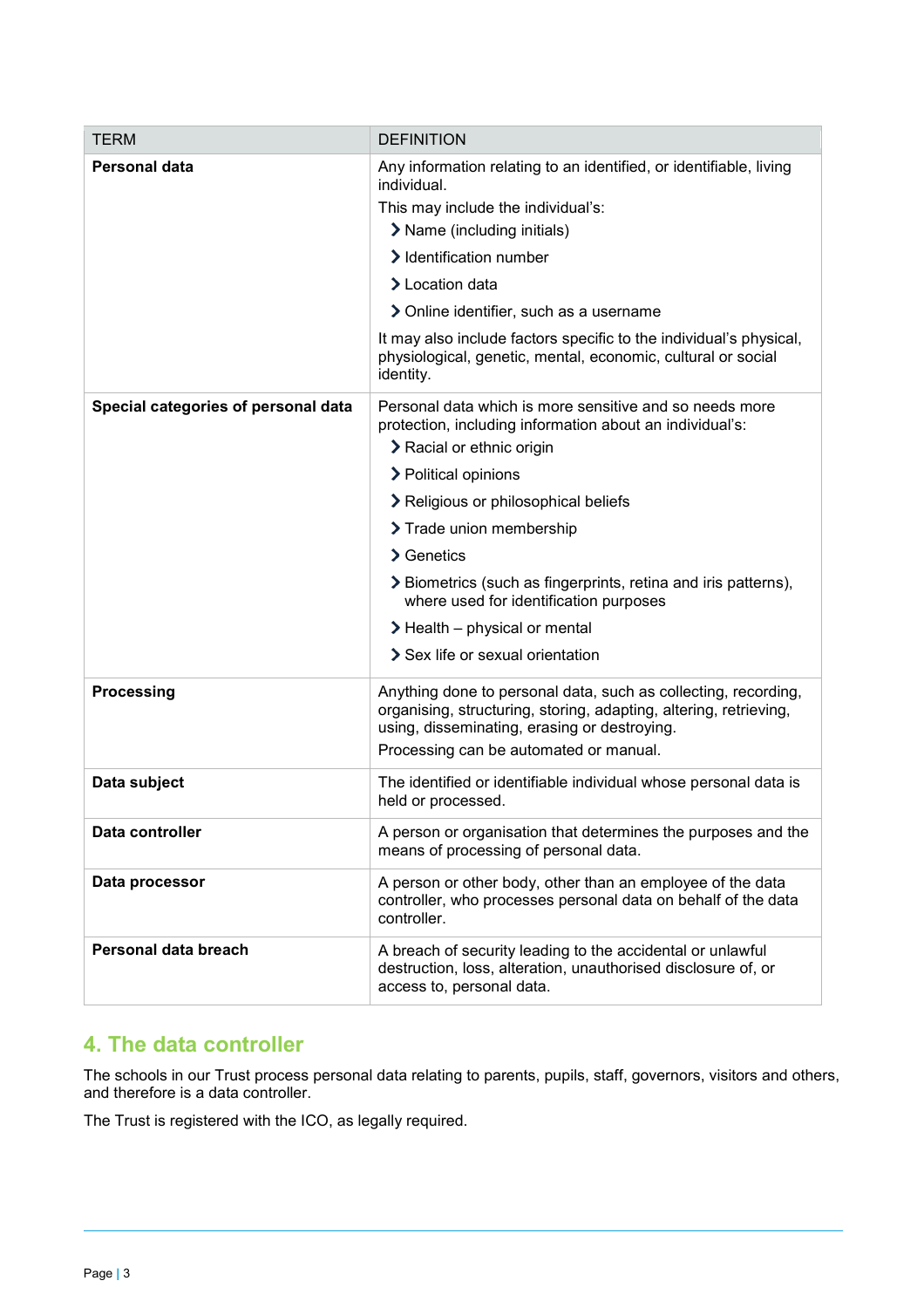| TERM | DEFINITION |
|---|---|
| **Personal data** | Any information relating to an identified, or identifiable, living individual.<br>This may include the individual's:<br>› Name (including initials)<br>› Identification number<br>› Location data<br>› Online identifier, such as a username<br>It may also include factors specific to the individual's physical, physiological, genetic, mental, economic, cultural or social identity. |
| **Special categories of personal data** | Personal data which is more sensitive and so needs more protection, including information about an individual's:<br>› Racial or ethnic origin<br>› Political opinions<br>› Religious or philosophical beliefs<br>› Trade union membership<br>› Genetics<br>› Biometrics (such as fingerprints, retina and iris patterns), where used for identification purposes<br>› Health – physical or mental<br>› Sex life or sexual orientation |
| **Processing** | Anything done to personal data, such as collecting, recording, organising, structuring, storing, adapting, altering, retrieving, using, disseminating, erasing or destroying.<br>Processing can be automated or manual. |
| **Data subject** | The identified or identifiable individual whose personal data is held or processed. |
| **Data controller** | A person or organisation that determines the purposes and the means of processing of personal data. |
| **Data processor** | A person or other body, other than an employee of the data controller, who processes personal data on behalf of the data controller. |
| **Personal data breach** | A breach of security leading to the accidental or unlawful destruction, loss, alteration, unauthorised disclosure of, or access to, personal data. |

## 4. The data controller

The schools in our Trust process personal data relating to parents, pupils, staff, governors, visitors and others, and therefore is a data controller.

The Trust is registered with the ICO, as legally required.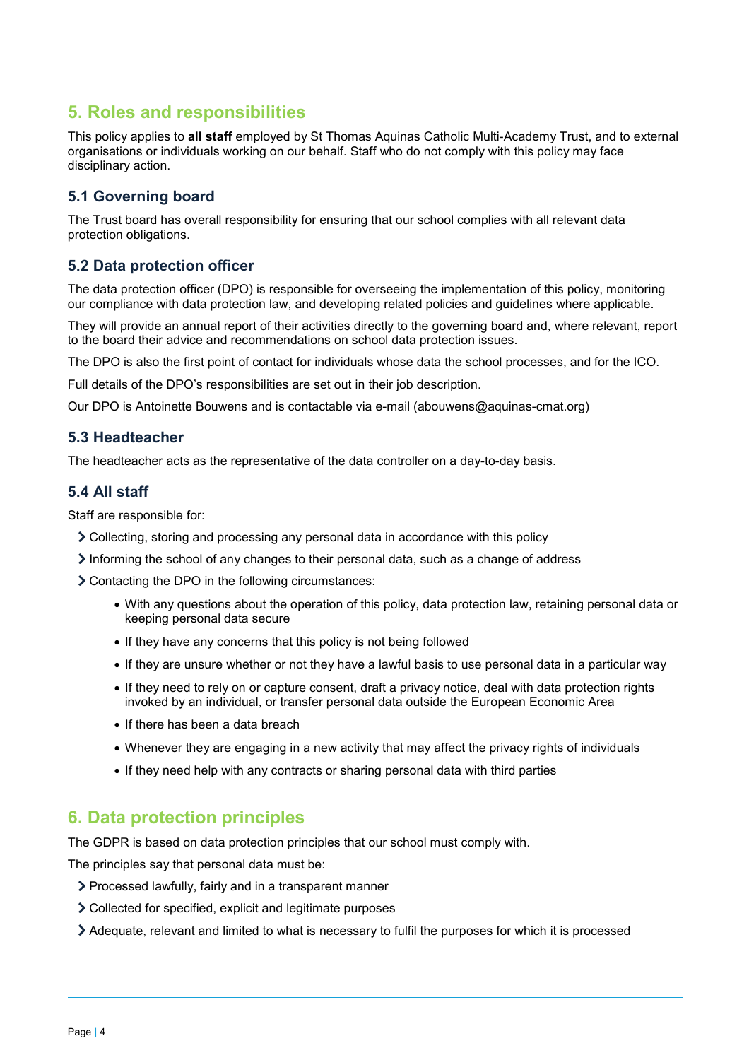## 5. Roles and responsibilities

This policy applies to **all staff** employed by St Thomas Aquinas Catholic Multi-Academy Trust, and to external organisations or individuals working on our behalf. Staff who do not comply with this policy may face disciplinary action.

### 5.1 Governing board

The Trust board has overall responsibility for ensuring that our school complies with all relevant data protection obligations.

### 5.2 Data protection officer

The data protection officer (DPO) is responsible for overseeing the implementation of this policy, monitoring our compliance with data protection law, and developing related policies and guidelines where applicable.

They will provide an annual report of their activities directly to the governing board and, where relevant, report to the board their advice and recommendations on school data protection issues.

The DPO is also the first point of contact for individuals whose data the school processes, and for the ICO.

Full details of the DPO's responsibilities are set out in their job description.

Our DPO is Antoinette Bouwens and is contactable via e-mail (abouwens@aquinas-cmat.org)

### 5.3 Headteacher

The headteacher acts as the representative of the data controller on a day-to-day basis.

### 5.4 All staff

Staff are responsible for:

- Collecting, storing and processing any personal data in accordance with this policy
- Informing the school of any changes to their personal data, such as a change of address
- Contacting the DPO in the following circumstances:
    - With any questions about the operation of this policy, data protection law, retaining personal data or keeping personal data secure
    - If they have any concerns that this policy is not being followed
    - If they are unsure whether or not they have a lawful basis to use personal data in a particular way
    - If they need to rely on or capture consent, draft a privacy notice, deal with data protection rights invoked by an individual, or transfer personal data outside the European Economic Area
    - If there has been a data breach
    - Whenever they are engaging in a new activity that may affect the privacy rights of individuals
    - If they need help with any contracts or sharing personal data with third parties

## 6. Data protection principles

The GDPR is based on data protection principles that our school must comply with.

The principles say that personal data must be:

- Processed lawfully, fairly and in a transparent manner
- Collected for specified, explicit and legitimate purposes
- Adequate, relevant and limited to what is necessary to fulfil the purposes for which it is processed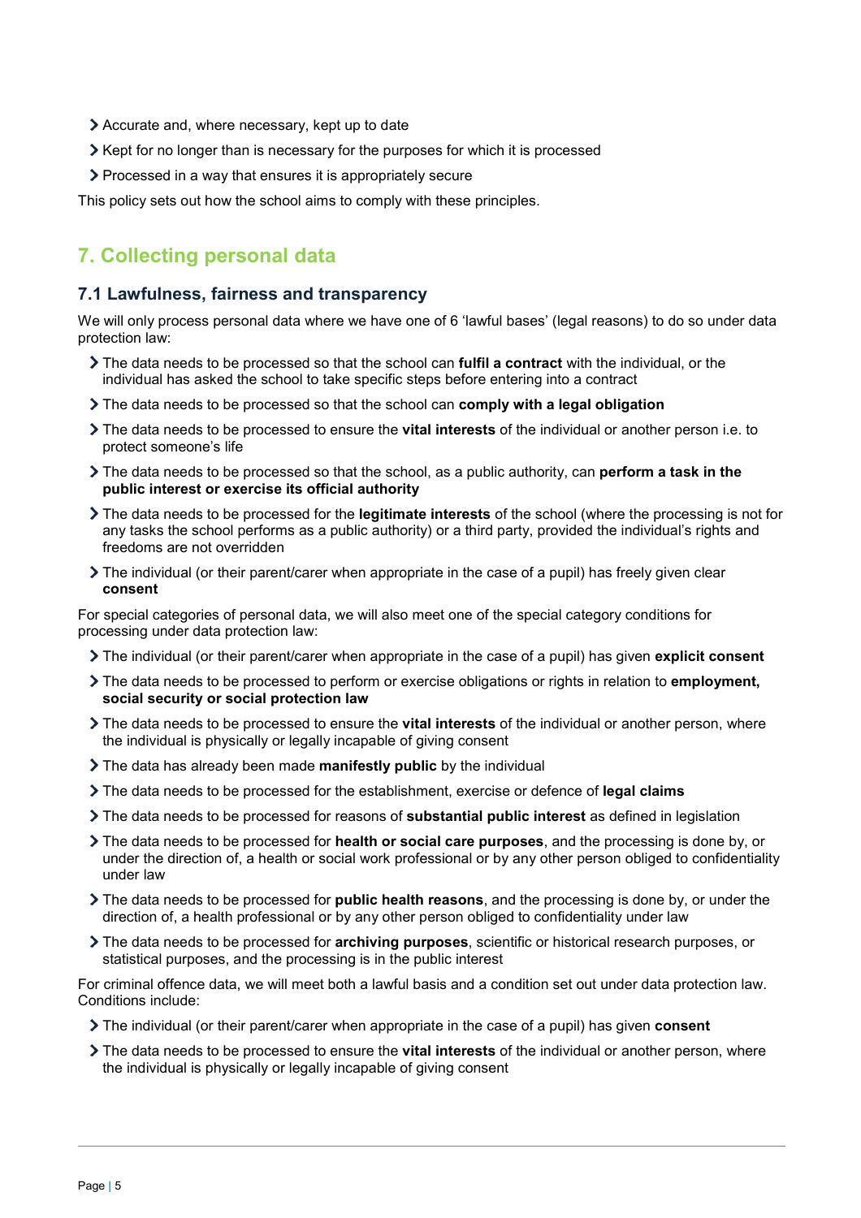- Accurate and, where necessary, kept up to date
- Kept for no longer than is necessary for the purposes for which it is processed
- Processed in a way that ensures it is appropriately secure

This policy sets out how the school aims to comply with these principles.

## 7. Collecting personal data

### 7.1 Lawfulness, fairness and transparency

We will only process personal data where we have one of 6 'lawful bases' (legal reasons) to do so under data protection law:

- The data needs to be processed so that the school can **fulfil a contract** with the individual, or the individual has asked the school to take specific steps before entering into a contract
- The data needs to be processed so that the school can **comply with a legal obligation**
- The data needs to be processed to ensure the **vital interests** of the individual or another person i.e. to protect someone's life
- The data needs to be processed so that the school, as a public authority, can **perform a task in the public interest or exercise its official authority**
- The data needs to be processed for the **legitimate interests** of the school (where the processing is not for any tasks the school performs as a public authority) or a third party, provided the individual's rights and freedoms are not overridden
- The individual (or their parent/carer when appropriate in the case of a pupil) has freely given clear **consent**

For special categories of personal data, we will also meet one of the special category conditions for processing under data protection law:

- The individual (or their parent/carer when appropriate in the case of a pupil) has given **explicit consent**
- The data needs to be processed to perform or exercise obligations or rights in relation to **employment, social security or social protection law**
- The data needs to be processed to ensure the **vital interests** of the individual or another person, where the individual is physically or legally incapable of giving consent
- The data has already been made **manifestly public** by the individual
- The data needs to be processed for the establishment, exercise or defence of **legal claims**
- The data needs to be processed for reasons of **substantial public interest** as defined in legislation
- The data needs to be processed for **health or social care purposes**, and the processing is done by, or under the direction of, a health or social work professional or by any other person obliged to confidentiality under law
- The data needs to be processed for **public health reasons**, and the processing is done by, or under the direction of, a health professional or by any other person obliged to confidentiality under law
- The data needs to be processed for **archiving purposes**, scientific or historical research purposes, or statistical purposes, and the processing is in the public interest

For criminal offence data, we will meet both a lawful basis and a condition set out under data protection law. Conditions include:

- The individual (or their parent/carer when appropriate in the case of a pupil) has given **consent**
- The data needs to be processed to ensure the **vital interests** of the individual or another person, where the individual is physically or legally incapable of giving consent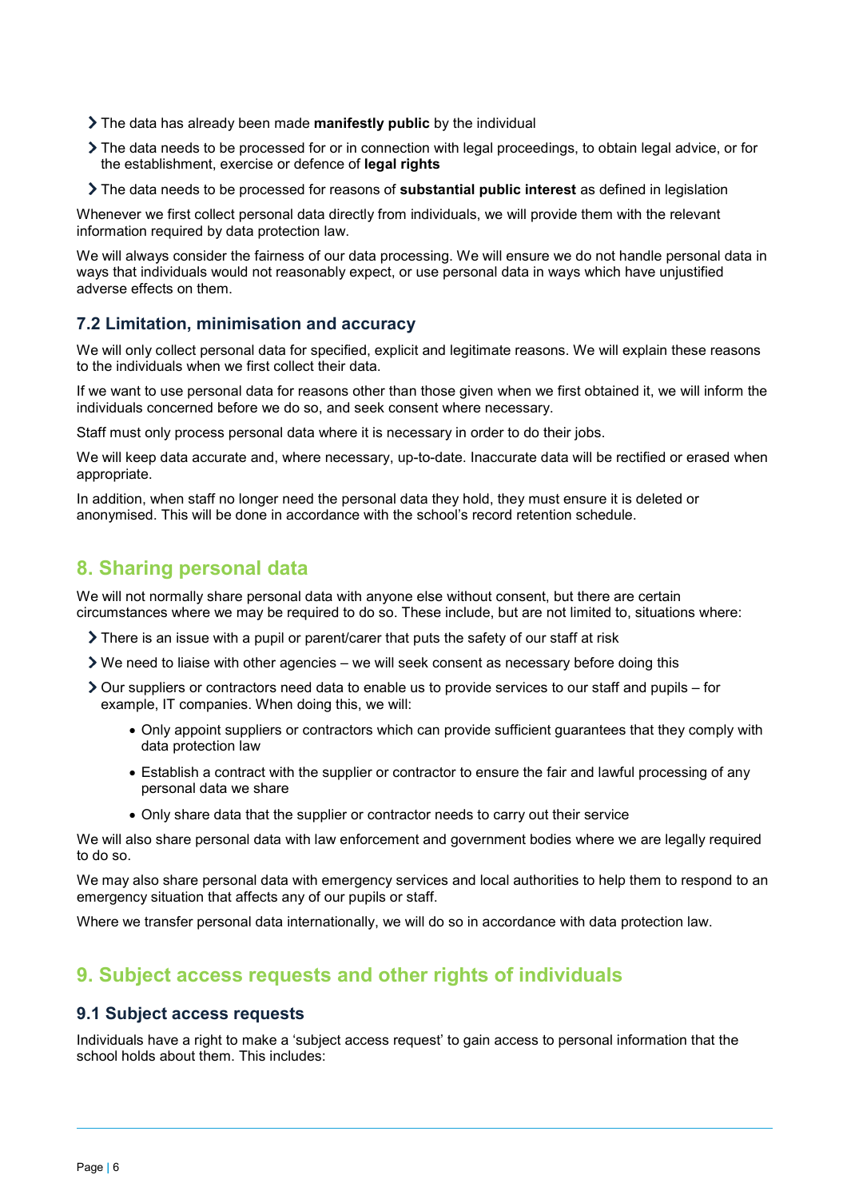- The data has already been made **manifestly public** by the individual
- The data needs to be processed for or in connection with legal proceedings, to obtain legal advice, or for the establishment, exercise or defence of **legal rights**
- The data needs to be processed for reasons of **substantial public interest** as defined in legislation

Whenever we first collect personal data directly from individuals, we will provide them with the relevant information required by data protection law.

We will always consider the fairness of our data processing. We will ensure we do not handle personal data in ways that individuals would not reasonably expect, or use personal data in ways which have unjustified adverse effects on them.

### 7.2 Limitation, minimisation and accuracy

We will only collect personal data for specified, explicit and legitimate reasons. We will explain these reasons to the individuals when we first collect their data.

If we want to use personal data for reasons other than those given when we first obtained it, we will inform the individuals concerned before we do so, and seek consent where necessary.

Staff must only process personal data where it is necessary in order to do their jobs.

We will keep data accurate and, where necessary, up-to-date. Inaccurate data will be rectified or erased when appropriate.

In addition, when staff no longer need the personal data they hold, they must ensure it is deleted or anonymised. This will be done in accordance with the school's record retention schedule.

## 8. Sharing personal data

We will not normally share personal data with anyone else without consent, but there are certain circumstances where we may be required to do so. These include, but are not limited to, situations where:

- There is an issue with a pupil or parent/carer that puts the safety of our staff at risk
- We need to liaise with other agencies – we will seek consent as necessary before doing this
- Our suppliers or contractors need data to enable us to provide services to our staff and pupils – for example, IT companies. When doing this, we will:
    - Only appoint suppliers or contractors which can provide sufficient guarantees that they comply with data protection law
    - Establish a contract with the supplier or contractor to ensure the fair and lawful processing of any personal data we share
    - Only share data that the supplier or contractor needs to carry out their service

We will also share personal data with law enforcement and government bodies where we are legally required to do so.

We may also share personal data with emergency services and local authorities to help them to respond to an emergency situation that affects any of our pupils or staff.

Where we transfer personal data internationally, we will do so in accordance with data protection law.

## 9. Subject access requests and other rights of individuals

### 9.1 Subject access requests

Individuals have a right to make a 'subject access request' to gain access to personal information that the school holds about them. This includes: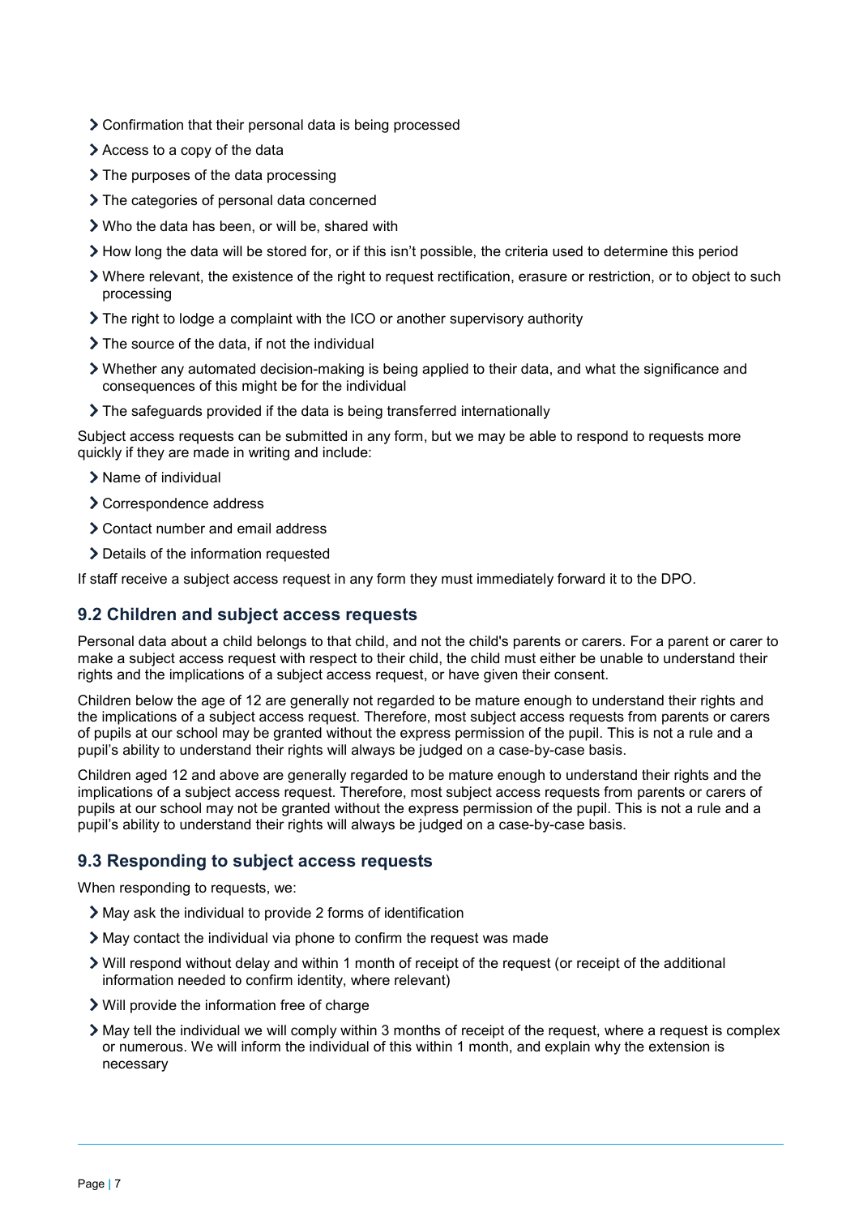- Confirmation that their personal data is being processed
- Access to a copy of the data
- The purposes of the data processing
- The categories of personal data concerned
- Who the data has been, or will be, shared with
- How long the data will be stored for, or if this isn't possible, the criteria used to determine this period
- Where relevant, the existence of the right to request rectification, erasure or restriction, or to object to such processing
- The right to lodge a complaint with the ICO or another supervisory authority
- The source of the data, if not the individual
- Whether any automated decision-making is being applied to their data, and what the significance and consequences of this might be for the individual
- The safeguards provided if the data is being transferred internationally

Subject access requests can be submitted in any form, but we may be able to respond to requests more quickly if they are made in writing and include:

- Name of individual
- Correspondence address
- Contact number and email address
- Details of the information requested

If staff receive a subject access request in any form they must immediately forward it to the DPO.

## 9.2 Children and subject access requests

Personal data about a child belongs to that child, and not the child's parents or carers. For a parent or carer to make a subject access request with respect to their child, the child must either be unable to understand their rights and the implications of a subject access request, or have given their consent.

Children below the age of 12 are generally not regarded to be mature enough to understand their rights and the implications of a subject access request. Therefore, most subject access requests from parents or carers of pupils at our school may be granted without the express permission of the pupil. This is not a rule and a pupil's ability to understand their rights will always be judged on a case-by-case basis.

Children aged 12 and above are generally regarded to be mature enough to understand their rights and the implications of a subject access request. Therefore, most subject access requests from parents or carers of pupils at our school may not be granted without the express permission of the pupil. This is not a rule and a pupil's ability to understand their rights will always be judged on a case-by-case basis.

## 9.3 Responding to subject access requests

When responding to requests, we:

- May ask the individual to provide 2 forms of identification
- May contact the individual via phone to confirm the request was made
- Will respond without delay and within 1 month of receipt of the request (or receipt of the additional information needed to confirm identity, where relevant)
- Will provide the information free of charge
- May tell the individual we will comply within 3 months of receipt of the request, where a request is complex or numerous. We will inform the individual of this within 1 month, and explain why the extension is necessary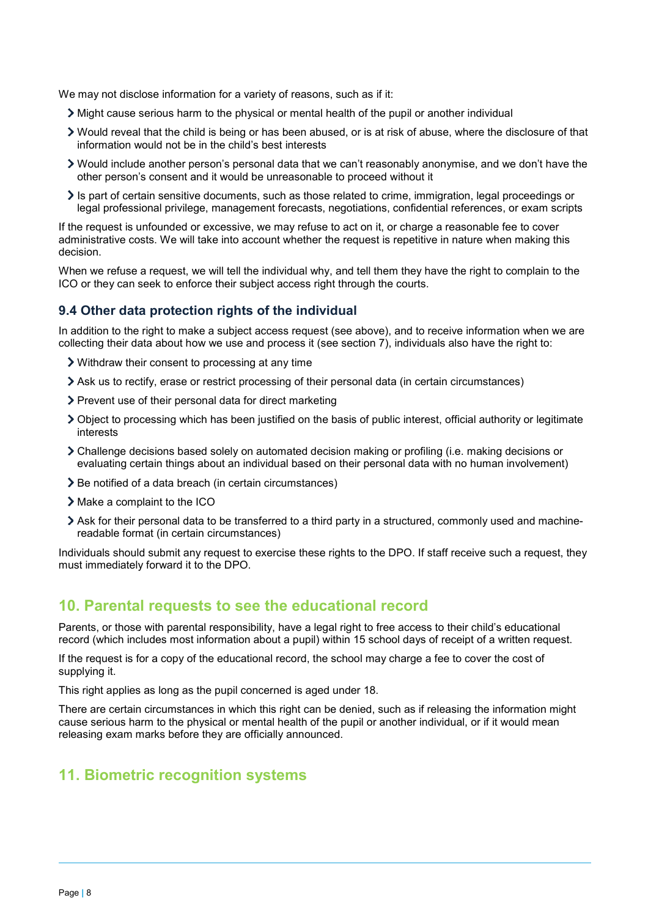We may not disclose information for a variety of reasons, such as if it:

- Might cause serious harm to the physical or mental health of the pupil or another individual
- Would reveal that the child is being or has been abused, or is at risk of abuse, where the disclosure of that information would not be in the child's best interests
- Would include another person's personal data that we can't reasonably anonymise, and we don't have the other person's consent and it would be unreasonable to proceed without it
- Is part of certain sensitive documents, such as those related to crime, immigration, legal proceedings or legal professional privilege, management forecasts, negotiations, confidential references, or exam scripts

If the request is unfounded or excessive, we may refuse to act on it, or charge a reasonable fee to cover administrative costs. We will take into account whether the request is repetitive in nature when making this decision.

When we refuse a request, we will tell the individual why, and tell them they have the right to complain to the ICO or they can seek to enforce their subject access right through the courts.

### 9.4 Other data protection rights of the individual

In addition to the right to make a subject access request (see above), and to receive information when we are collecting their data about how we use and process it (see section 7), individuals also have the right to:

- Withdraw their consent to processing at any time
- Ask us to rectify, erase or restrict processing of their personal data (in certain circumstances)
- Prevent use of their personal data for direct marketing
- Object to processing which has been justified on the basis of public interest, official authority or legitimate interests
- Challenge decisions based solely on automated decision making or profiling (i.e. making decisions or evaluating certain things about an individual based on their personal data with no human involvement)
- Be notified of a data breach (in certain circumstances)
- Make a complaint to the ICO
- Ask for their personal data to be transferred to a third party in a structured, commonly used and machine-readable format (in certain circumstances)

Individuals should submit any request to exercise these rights to the DPO. If staff receive such a request, they must immediately forward it to the DPO.

## 10. Parental requests to see the educational record

Parents, or those with parental responsibility, have a legal right to free access to their child's educational record (which includes most information about a pupil) within 15 school days of receipt of a written request.

If the request is for a copy of the educational record, the school may charge a fee to cover the cost of supplying it.

This right applies as long as the pupil concerned is aged under 18.

There are certain circumstances in which this right can be denied, such as if releasing the information might cause serious harm to the physical or mental health of the pupil or another individual, or if it would mean releasing exam marks before they are officially announced.

## 11. Biometric recognition systems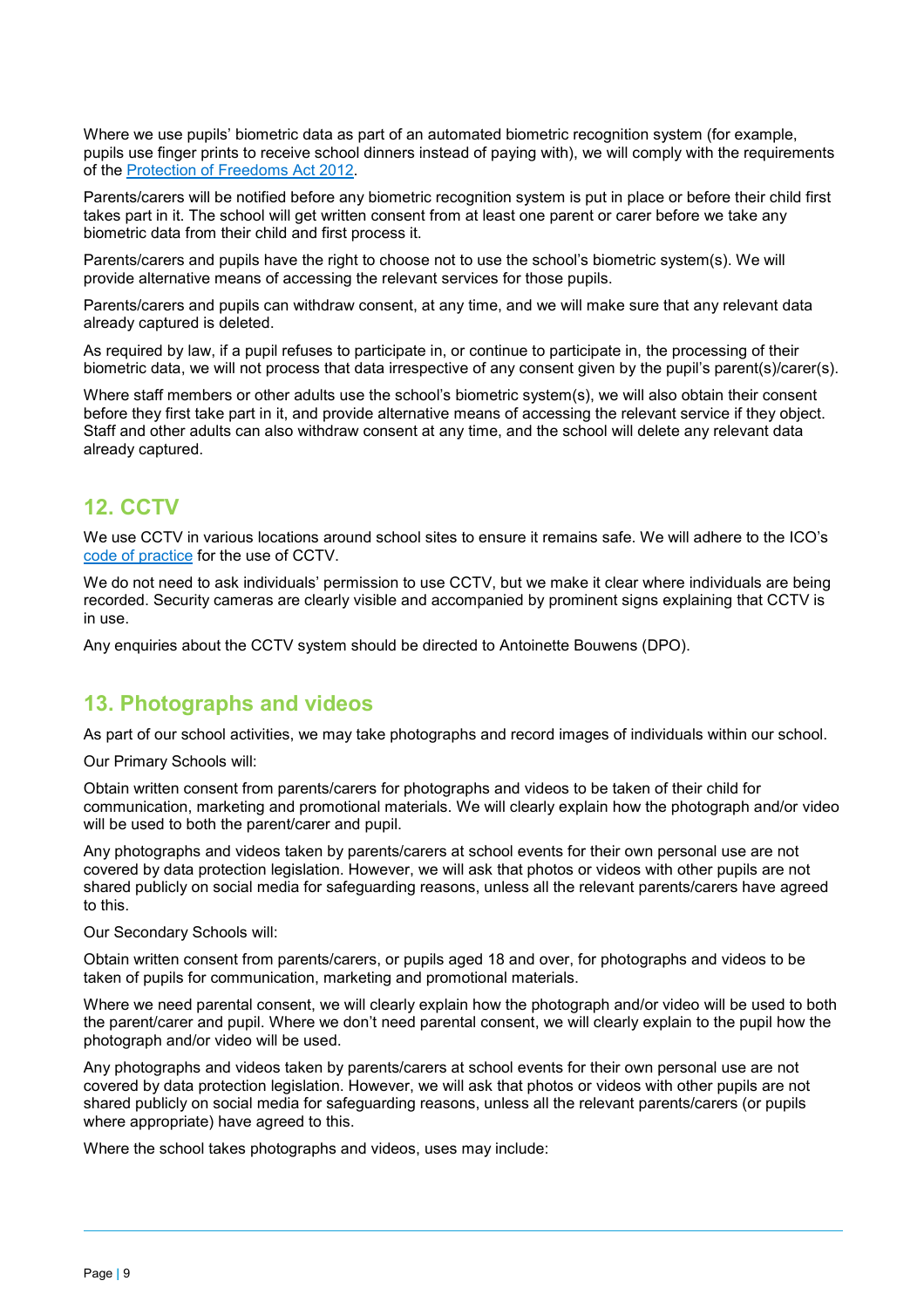Where we use pupils' biometric data as part of an automated biometric recognition system (for example, pupils use finger prints to receive school dinners instead of paying with), we will comply with the requirements of the [Protection of Freedoms Act 2012](#).

Parents/carers will be notified before any biometric recognition system is put in place or before their child first takes part in it. The school will get written consent from at least one parent or carer before we take any biometric data from their child and first process it.

Parents/carers and pupils have the right to choose not to use the school's biometric system(s). We will provide alternative means of accessing the relevant services for those pupils.

Parents/carers and pupils can withdraw consent, at any time, and we will make sure that any relevant data already captured is deleted.

As required by law, if a pupil refuses to participate in, or continue to participate in, the processing of their biometric data, we will not process that data irrespective of any consent given by the pupil's parent(s)/carer(s).

Where staff members or other adults use the school's biometric system(s), we will also obtain their consent before they first take part in it, and provide alternative means of accessing the relevant service if they object. Staff and other adults can also withdraw consent at any time, and the school will delete any relevant data already captured.

## 12. CCTV

We use CCTV in various locations around school sites to ensure it remains safe. We will adhere to the ICO's [code of practice](#) for the use of CCTV.

We do not need to ask individuals' permission to use CCTV, but we make it clear where individuals are being recorded. Security cameras are clearly visible and accompanied by prominent signs explaining that CCTV is in use.

Any enquiries about the CCTV system should be directed to Antoinette Bouwens (DPO).

## 13. Photographs and videos

As part of our school activities, we may take photographs and record images of individuals within our school.

Our Primary Schools will:

Obtain written consent from parents/carers for photographs and videos to be taken of their child for communication, marketing and promotional materials. We will clearly explain how the photograph and/or video will be used to both the parent/carer and pupil.

Any photographs and videos taken by parents/carers at school events for their own personal use are not covered by data protection legislation. However, we will ask that photos or videos with other pupils are not shared publicly on social media for safeguarding reasons, unless all the relevant parents/carers have agreed to this.

Our Secondary Schools will:

Obtain written consent from parents/carers, or pupils aged 18 and over, for photographs and videos to be taken of pupils for communication, marketing and promotional materials.

Where we need parental consent, we will clearly explain how the photograph and/or video will be used to both the parent/carer and pupil. Where we don't need parental consent, we will clearly explain to the pupil how the photograph and/or video will be used.

Any photographs and videos taken by parents/carers at school events for their own personal use are not covered by data protection legislation. However, we will ask that photos or videos with other pupils are not shared publicly on social media for safeguarding reasons, unless all the relevant parents/carers (or pupils where appropriate) have agreed to this.

Where the school takes photographs and videos, uses may include: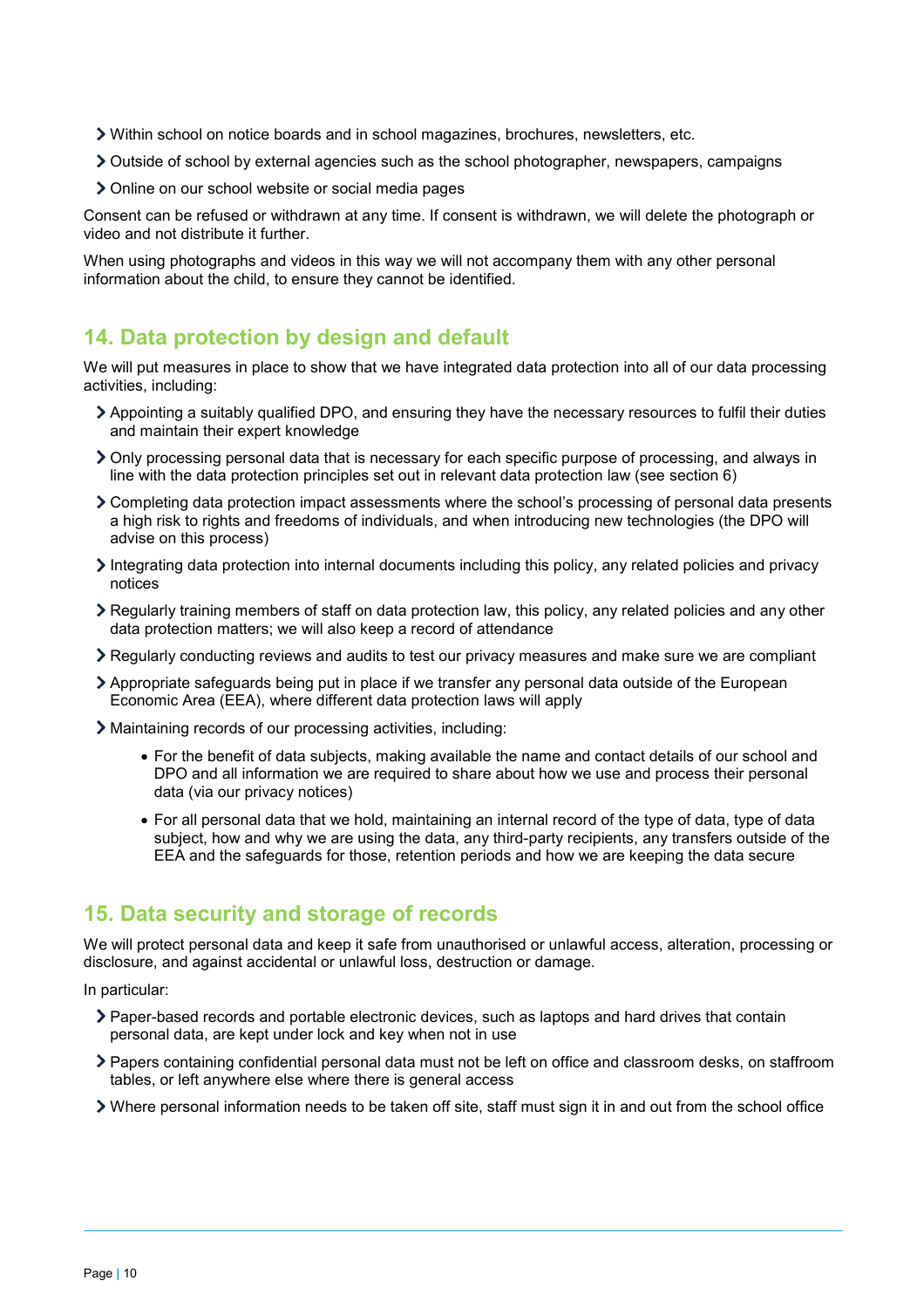- Within school on notice boards and in school magazines, brochures, newsletters, etc.
- Outside of school by external agencies such as the school photographer, newspapers, campaigns
- Online on our school website or social media pages

Consent can be refused or withdrawn at any time. If consent is withdrawn, we will delete the photograph or video and not distribute it further.

When using photographs and videos in this way we will not accompany them with any other personal information about the child, to ensure they cannot be identified.

## 14. Data protection by design and default

We will put measures in place to show that we have integrated data protection into all of our data processing activities, including:

- Appointing a suitably qualified DPO, and ensuring they have the necessary resources to fulfil their duties and maintain their expert knowledge
- Only processing personal data that is necessary for each specific purpose of processing, and always in line with the data protection principles set out in relevant data protection law (see section 6)
- Completing data protection impact assessments where the school's processing of personal data presents a high risk to rights and freedoms of individuals, and when introducing new technologies (the DPO will advise on this process)
- Integrating data protection into internal documents including this policy, any related policies and privacy notices
- Regularly training members of staff on data protection law, this policy, any related policies and any other data protection matters; we will also keep a record of attendance
- Regularly conducting reviews and audits to test our privacy measures and make sure we are compliant
- Appropriate safeguards being put in place if we transfer any personal data outside of the European Economic Area (EEA), where different data protection laws will apply
- Maintaining records of our processing activities, including:
    - For the benefit of data subjects, making available the name and contact details of our school and DPO and all information we are required to share about how we use and process their personal data (via our privacy notices)
    - For all personal data that we hold, maintaining an internal record of the type of data, type of data subject, how and why we are using the data, any third-party recipients, any transfers outside of the EEA and the safeguards for those, retention periods and how we are keeping the data secure

## 15. Data security and storage of records

We will protect personal data and keep it safe from unauthorised or unlawful access, alteration, processing or disclosure, and against accidental or unlawful loss, destruction or damage.

In particular:

- Paper-based records and portable electronic devices, such as laptops and hard drives that contain personal data, are kept under lock and key when not in use
- Papers containing confidential personal data must not be left on office and classroom desks, on staffroom tables, or left anywhere else where there is general access
- Where personal information needs to be taken off site, staff must sign it in and out from the school office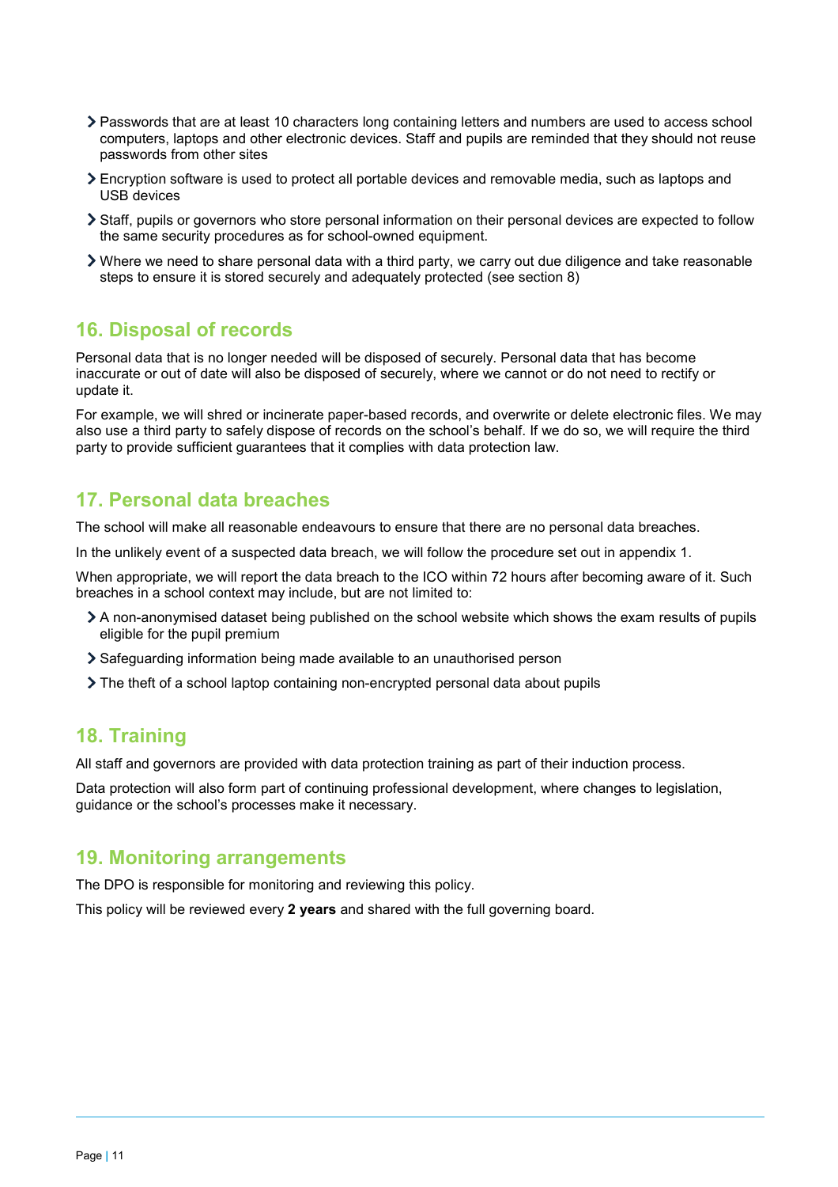- Passwords that are at least 10 characters long containing letters and numbers are used to access school computers, laptops and other electronic devices. Staff and pupils are reminded that they should not reuse passwords from other sites
- Encryption software is used to protect all portable devices and removable media, such as laptops and USB devices
- Staff, pupils or governors who store personal information on their personal devices are expected to follow the same security procedures as for school-owned equipment.
- Where we need to share personal data with a third party, we carry out due diligence and take reasonable steps to ensure it is stored securely and adequately protected (see section 8)

## 16. Disposal of records

Personal data that is no longer needed will be disposed of securely. Personal data that has become inaccurate or out of date will also be disposed of securely, where we cannot or do not need to rectify or update it.

For example, we will shred or incinerate paper-based records, and overwrite or delete electronic files. We may also use a third party to safely dispose of records on the school's behalf. If we do so, we will require the third party to provide sufficient guarantees that it complies with data protection law.

## 17. Personal data breaches

The school will make all reasonable endeavours to ensure that there are no personal data breaches.

In the unlikely event of a suspected data breach, we will follow the procedure set out in appendix 1.

When appropriate, we will report the data breach to the ICO within 72 hours after becoming aware of it. Such breaches in a school context may include, but are not limited to:

- A non-anonymised dataset being published on the school website which shows the exam results of pupils eligible for the pupil premium
- Safeguarding information being made available to an unauthorised person
- The theft of a school laptop containing non-encrypted personal data about pupils

## 18. Training

All staff and governors are provided with data protection training as part of their induction process.

Data protection will also form part of continuing professional development, where changes to legislation, guidance or the school's processes make it necessary.

## 19. Monitoring arrangements

The DPO is responsible for monitoring and reviewing this policy.

This policy will be reviewed every **2 years** and shared with the full governing board.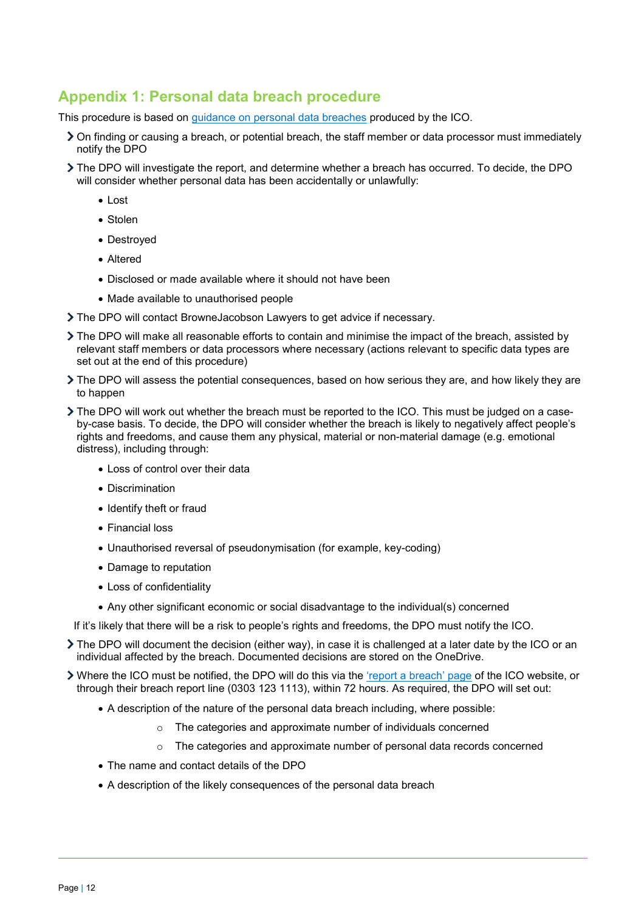## Appendix 1: Personal data breach procedure

This procedure is based on [guidance on personal data breaches](#) produced by the ICO.

- On finding or causing a breach, or potential breach, the staff member or data processor must immediately notify the DPO
- The DPO will investigate the report, and determine whether a breach has occurred. To decide, the DPO will consider whether personal data has been accidentally or unlawfully:
  - Lost
  - Stolen
  - Destroyed
  - Altered
  - Disclosed or made available where it should not have been
  - Made available to unauthorised people
- The DPO will contact BrowneJacobson Lawyers to get advice if necessary.
- The DPO will make all reasonable efforts to contain and minimise the impact of the breach, assisted by relevant staff members or data processors where necessary (actions relevant to specific data types are set out at the end of this procedure)
- The DPO will assess the potential consequences, based on how serious they are, and how likely they are to happen
- The DPO will work out whether the breach must be reported to the ICO. This must be judged on a case-by-case basis. To decide, the DPO will consider whether the breach is likely to negatively affect people's rights and freedoms, and cause them any physical, material or non-material damage (e.g. emotional distress), including through:
  - Loss of control over their data
  - Discrimination
  - Identify theft or fraud
  - Financial loss
  - Unauthorised reversal of pseudonymisation (for example, key-coding)
  - Damage to reputation
  - Loss of confidentiality
  - Any other significant economic or social disadvantage to the individual(s) concerned

  If it's likely that there will be a risk to people's rights and freedoms, the DPO must notify the ICO.
- The DPO will document the decision (either way), in case it is challenged at a later date by the ICO or an individual affected by the breach. Documented decisions are stored on the OneDrive.
- Where the ICO must be notified, the DPO will do this via the ['report a breach' page](#) of the ICO website, or through their breach report line (0303 123 1113), within 72 hours. As required, the DPO will set out:
  - A description of the nature of the personal data breach including, where possible:
    - The categories and approximate number of individuals concerned
    - The categories and approximate number of personal data records concerned
  - The name and contact details of the DPO
  - A description of the likely consequences of the personal data breach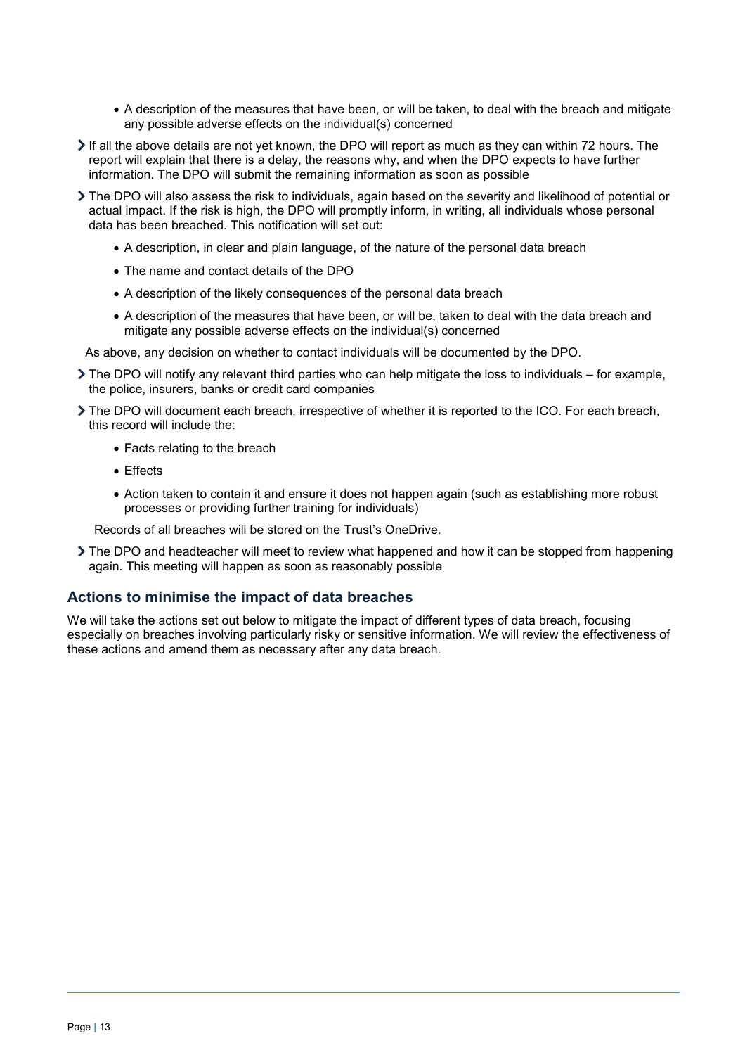- A description of the measures that have been, or will be taken, to deal with the breach and mitigate any possible adverse effects on the individual(s) concerned

- If all the above details are not yet known, the DPO will report as much as they can within 72 hours. The report will explain that there is a delay, the reasons why, and when the DPO expects to have further information. The DPO will submit the remaining information as soon as possible
- The DPO will also assess the risk to individuals, again based on the severity and likelihood of potential or actual impact. If the risk is high, the DPO will promptly inform, in writing, all individuals whose personal data has been breached. This notification will set out:
  - A description, in clear and plain language, of the nature of the personal data breach
  - The name and contact details of the DPO
  - A description of the likely consequences of the personal data breach
  - A description of the measures that have been, or will be, taken to deal with the data breach and mitigate any possible adverse effects on the individual(s) concerned

  As above, any decision on whether to contact individuals will be documented by the DPO.

- The DPO will notify any relevant third parties who can help mitigate the loss to individuals – for example, the police, insurers, banks or credit card companies
- The DPO will document each breach, irrespective of whether it is reported to the ICO. For each breach, this record will include the:
  - Facts relating to the breach
  - Effects
  - Action taken to contain it and ensure it does not happen again (such as establishing more robust processes or providing further training for individuals)

  Records of all breaches will be stored on the Trust's OneDrive.

- The DPO and headteacher will meet to review what happened and how it can be stopped from happening again. This meeting will happen as soon as reasonably possible

## Actions to minimise the impact of data breaches

We will take the actions set out below to mitigate the impact of different types of data breach, focusing especially on breaches involving particularly risky or sensitive information. We will review the effectiveness of these actions and amend them as necessary after any data breach.